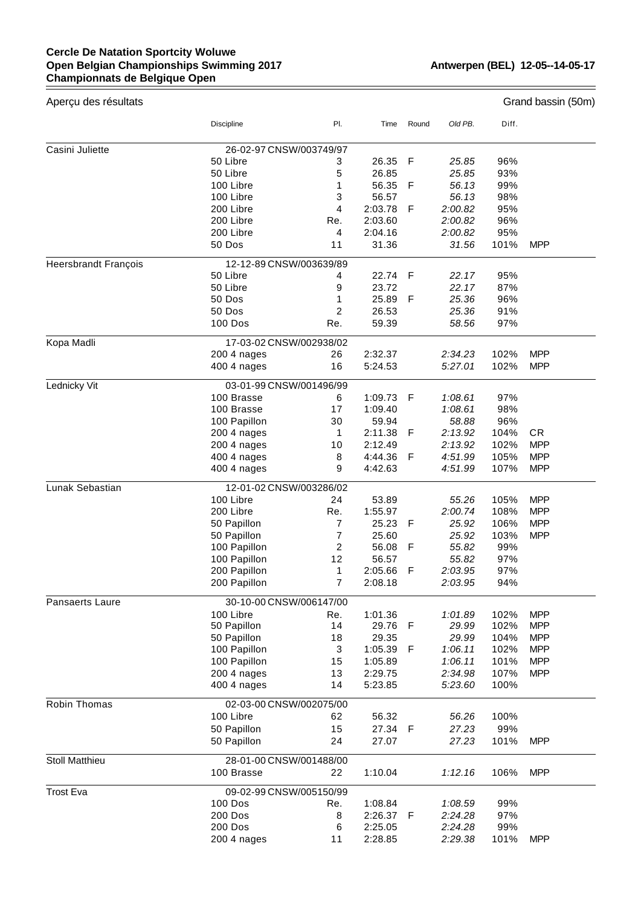**Cercle De Natation Sportcity Woluwe**
**Open Belgian Championships Swimming 2017**
**Championnats de Belgique Open**

**Antwerpen (BEL) 12-05--14-05-17**

Aperçu des résultats — Grand bassin (50m)

| | Discipline | Pl. | Time | Round | Old PB. | Diff. | |
|---|---|---|---|---|---|---|---|
| Casini Juliette | 26-02-97 CNSW/003749/97 | | | | | | |
| | 50 Libre | 3 | 26.35 | F | *25.85* | 96% | |
| | 50 Libre | 5 | 26.85 | | *25.85* | 93% | |
| | 100 Libre | 1 | 56.35 | F | *56.13* | 99% | |
| | 100 Libre | 3 | 56.57 | | *56.13* | 98% | |
| | 200 Libre | 4 | 2:03.78 | F | *2:00.82* | 95% | |
| | 200 Libre | Re. | 2:03.60 | | *2:00.82* | 96% | |
| | 200 Libre | 4 | 2:04.16 | | *2:00.82* | 95% | |
| | 50 Dos | 11 | 31.36 | | *31.56* | 101% | MPP |
| Heersbrandt François | 12-12-89 CNSW/003639/89 | | | | | | |
| | 50 Libre | 4 | 22.74 | F | *22.17* | 95% | |
| | 50 Libre | 9 | 23.72 | | *22.17* | 87% | |
| | 50 Dos | 1 | 25.89 | F | *25.36* | 96% | |
| | 50 Dos | 2 | 26.53 | | *25.36* | 91% | |
| | 100 Dos | Re. | 59.39 | | *58.56* | 97% | |
| Kopa Madli | 17-03-02 CNSW/002938/02 | | | | | | |
| | 200 4 nages | 26 | 2:32.37 | | *2:34.23* | 102% | MPP |
| | 400 4 nages | 16 | 5:24.53 | | *5:27.01* | 102% | MPP |
| Lednicky Vit | 03-01-99 CNSW/001496/99 | | | | | | |
| | 100 Brasse | 6 | 1:09.73 | F | *1:08.61* | 97% | |
| | 100 Brasse | 17 | 1:09.40 | | *1:08.61* | 98% | |
| | 100 Papillon | 30 | 59.94 | | *58.88* | 96% | |
| | 200 4 nages | 1 | 2:11.38 | F | *2:13.92* | 104% | CR |
| | 200 4 nages | 10 | 2:12.49 | | *2:13.92* | 102% | MPP |
| | 400 4 nages | 8 | 4:44.36 | F | *4:51.99* | 105% | MPP |
| | 400 4 nages | 9 | 4:42.63 | | *4:51.99* | 107% | MPP |
| Lunak Sebastian | 12-01-02 CNSW/003286/02 | | | | | | |
| | 100 Libre | 24 | 53.89 | | *55.26* | 105% | MPP |
| | 200 Libre | Re. | 1:55.97 | | *2:00.74* | 108% | MPP |
| | 50 Papillon | 7 | 25.23 | F | *25.92* | 106% | MPP |
| | 50 Papillon | 7 | 25.60 | | *25.92* | 103% | MPP |
| | 100 Papillon | 2 | 56.08 | F | *55.82* | 99% | |
| | 100 Papillon | 12 | 56.57 | | *55.82* | 97% | |
| | 200 Papillon | 1 | 2:05.66 | F | *2:03.95* | 97% | |
| | 200 Papillon | 7 | 2:08.18 | | *2:03.95* | 94% | |
| Pansaerts Laure | 30-10-00 CNSW/006147/00 | | | | | | |
| | 100 Libre | Re. | 1:01.36 | | *1:01.89* | 102% | MPP |
| | 50 Papillon | 14 | 29.76 | F | *29.99* | 102% | MPP |
| | 50 Papillon | 18 | 29.35 | | *29.99* | 104% | MPP |
| | 100 Papillon | 3 | 1:05.39 | F | *1:06.11* | 102% | MPP |
| | 100 Papillon | 15 | 1:05.89 | | *1:06.11* | 101% | MPP |
| | 200 4 nages | 13 | 2:29.75 | | *2:34.98* | 107% | MPP |
| | 400 4 nages | 14 | 5:23.85 | | *5:23.60* | 100% | |
| Robin Thomas | 02-03-00 CNSW/002075/00 | | | | | | |
| | 100 Libre | 62 | 56.32 | | *56.26* | 100% | |
| | 50 Papillon | 15 | 27.34 | F | *27.23* | 99% | |
| | 50 Papillon | 24 | 27.07 | | *27.23* | 101% | MPP |
| Stoll Matthieu | 28-01-00 CNSW/001488/00 | | | | | | |
| | 100 Brasse | 22 | 1:10.04 | | *1:12.16* | 106% | MPP |
| Trost Eva | 09-02-99 CNSW/005150/99 | | | | | | |
| | 100 Dos | Re. | 1:08.84 | | *1:08.59* | 99% | |
| | 200 Dos | 8 | 2:26.37 | F | *2:24.28* | 97% | |
| | 200 Dos | 6 | 2:25.05 | | *2:24.28* | 99% | |
| | 200 4 nages | 11 | 2:28.85 | | *2:29.38* | 101% | MPP |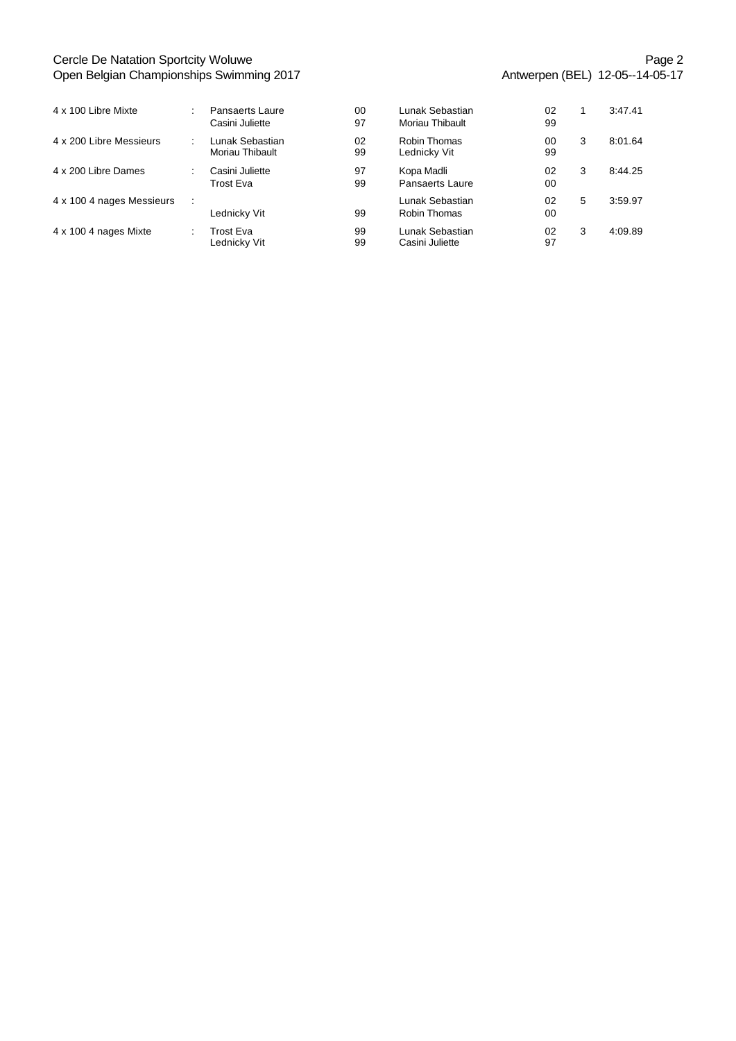| | | | | | | | |
|---|---|---|---|---|---|---|---|
| 4 x 100 Libre Mixte | : | Pansaerts Laure | 00 | Lunak Sebastian | 02 | 1 | 3:47.41 |
| | | Casini Juliette | 97 | Moriau Thibault | 99 | | |
| 4 x 200 Libre Messieurs | : | Lunak Sebastian | 02 | Robin Thomas | 00 | 3 | 8:01.64 |
| | | Moriau Thibault | 99 | Lednicky Vit | 99 | | |
| 4 x 200 Libre Dames | : | Casini Juliette | 97 | Kopa Madli | 02 | 3 | 8:44.25 |
| | | Trost Eva | 99 | Pansaerts Laure | 00 | | |
| 4 x 100 4 nages Messieurs | : | | | Lunak Sebastian | 02 | 5 | 3:59.97 |
| | | Lednicky Vit | 99 | Robin Thomas | 00 | | |
| 4 x 100 4 nages Mixte | : | Trost Eva | 99 | Lunak Sebastian | 02 | 3 | 4:09.89 |
| | | Lednicky Vit | 99 | Casini Juliette | 97 | | |